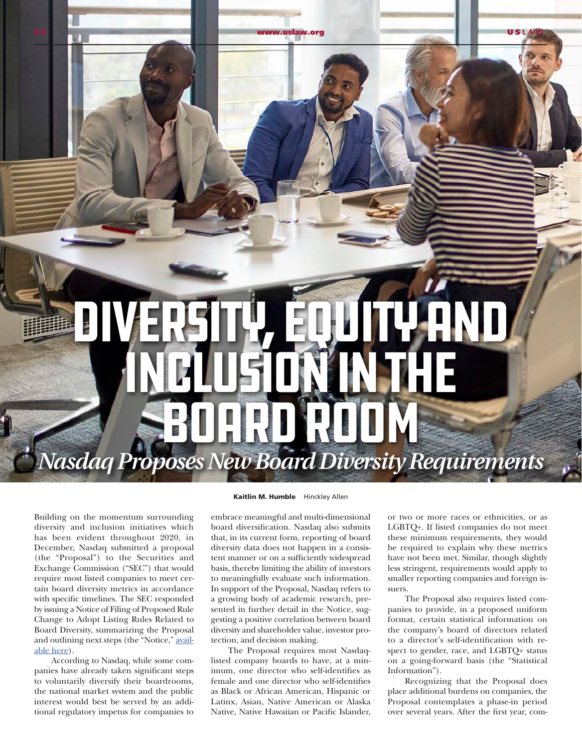# DIVERSITY, EQUITY AND INCLUSION IN THE BOARD ROOM

## *Nasdaq Proposes New Board Diversity Requirements*

**Kaitlin M. Humble** Hinckley Allen

Building on the momentum surrounding diversity and inclusion initiatives which has been evident throughout 2020, in December, Nasdaq submitted a proposal (the "Proposal") to the Securities and Exchange Commission ("SEC") that would require most listed companies to meet certain board diversity metrics in accordance with specific timelines. The SEC responded by issuing a Notice of Filing of Proposed Rule Change to Adopt Listing Rules Related to Board Diversity, summarizing the Proposal and outlining next steps (the "Notice," available here).

According to Nasdaq, while some companies have already taken significant steps to voluntarily diversify their boardrooms, the national market system and the public interest would best be served by an additional regulatory impetus for companies to embrace meaningful and multi-dimensional board diversification. Nasdaq also submits that, in its current form, reporting of board diversity data does not happen in a consistent manner or on a sufficiently widespread basis, thereby limiting the ability of investors to meaningfully evaluate such information. In support of the Proposal, Nasdaq refers to a growing body of academic research, presented in further detail in the Notice, suggesting a positive correlation between board diversity and shareholder value, investor protection, and decision making.

The Proposal requires most Nasdaq-listed company boards to have, at a minimum, one director who self-identifies as female and one director who self-identifies as Black or African American, Hispanic or Latinx, Asian, Native American or Alaska Native, Native Hawaiian or Pacific Islander, or two or more races or ethnicities, or as LGBTQ+. If listed companies do not meet these minimum requirements, they would be required to explain why these metrics have not been met. Similar, though slightly less stringent, requirements would apply to smaller reporting companies and foreign issuers.

The Proposal also requires listed companies to provide, in a proposed uniform format, certain statistical information on the company's board of directors related to a director's self-identification with respect to gender, race, and LGBTQ+ status on a going-forward basis (the "Statistical Information").

Recognizing that the Proposal does place additional burdens on companies, the Proposal contemplates a phase-in period over several years. After the first year, com-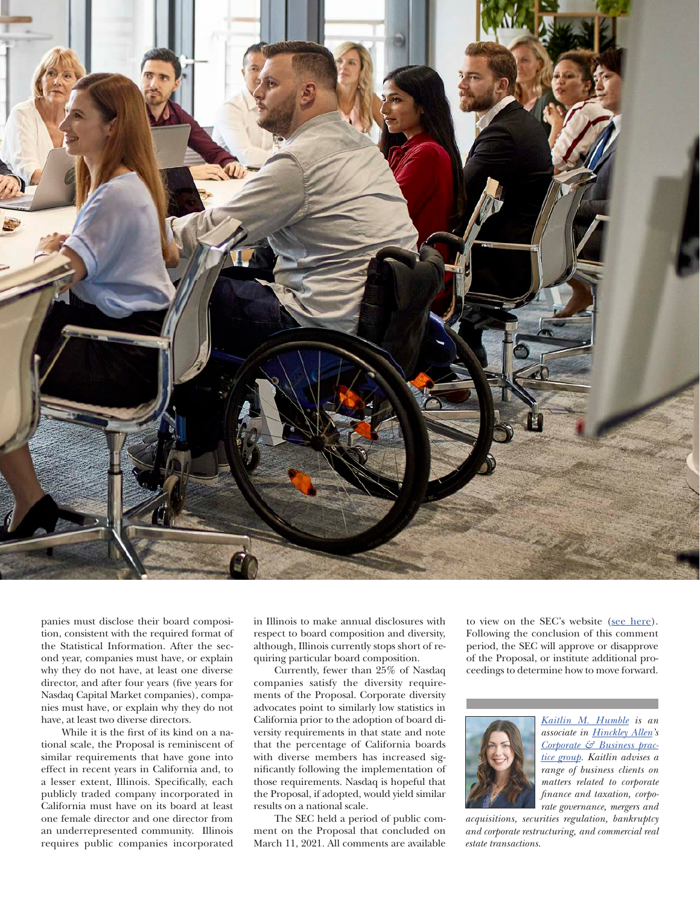panies must disclose their board composition, consistent with the required format of the Statistical Information. After the second year, companies must have, or explain why they do not have, at least one diverse director, and after four years (five years for Nasdaq Capital Market companies), companies must have, or explain why they do not have, at least two diverse directors.

While it is the first of its kind on a national scale, the Proposal is reminiscent of similar requirements that have gone into effect in recent years in California and, to a lesser extent, Illinois. Specifically, each publicly traded company incorporated in California must have on its board at least one female director and one director from an underrepresented community. Illinois requires public companies incorporated in Illinois to make annual disclosures with respect to board composition and diversity, although, Illinois currently stops short of requiring particular board composition.

Currently, fewer than 25% of Nasdaq companies satisfy the diversity requirements of the Proposal. Corporate diversity advocates point to similarly low statistics in California prior to the adoption of board diversity requirements in that state and note that the percentage of California boards with diverse members has increased significantly following the implementation of those requirements. Nasdaq is hopeful that the Proposal, if adopted, would yield similar results on a national scale.

The SEC held a period of public comment on the Proposal that concluded on March 11, 2021. All comments are available to view on the SEC's website (see here). Following the conclusion of this comment period, the SEC will approve or disapprove of the Proposal, or institute additional proceedings to determine how to move forward.

*Kaitlin M. Humble is an associate in Hinckley Allen's Corporate & Business practice group. Kaitlin advises a range of business clients on matters related to corporate finance and taxation, corporate governance, mergers and acquisitions, securities regulation, bankruptcy and corporate restructuring, and commercial real estate transactions.*